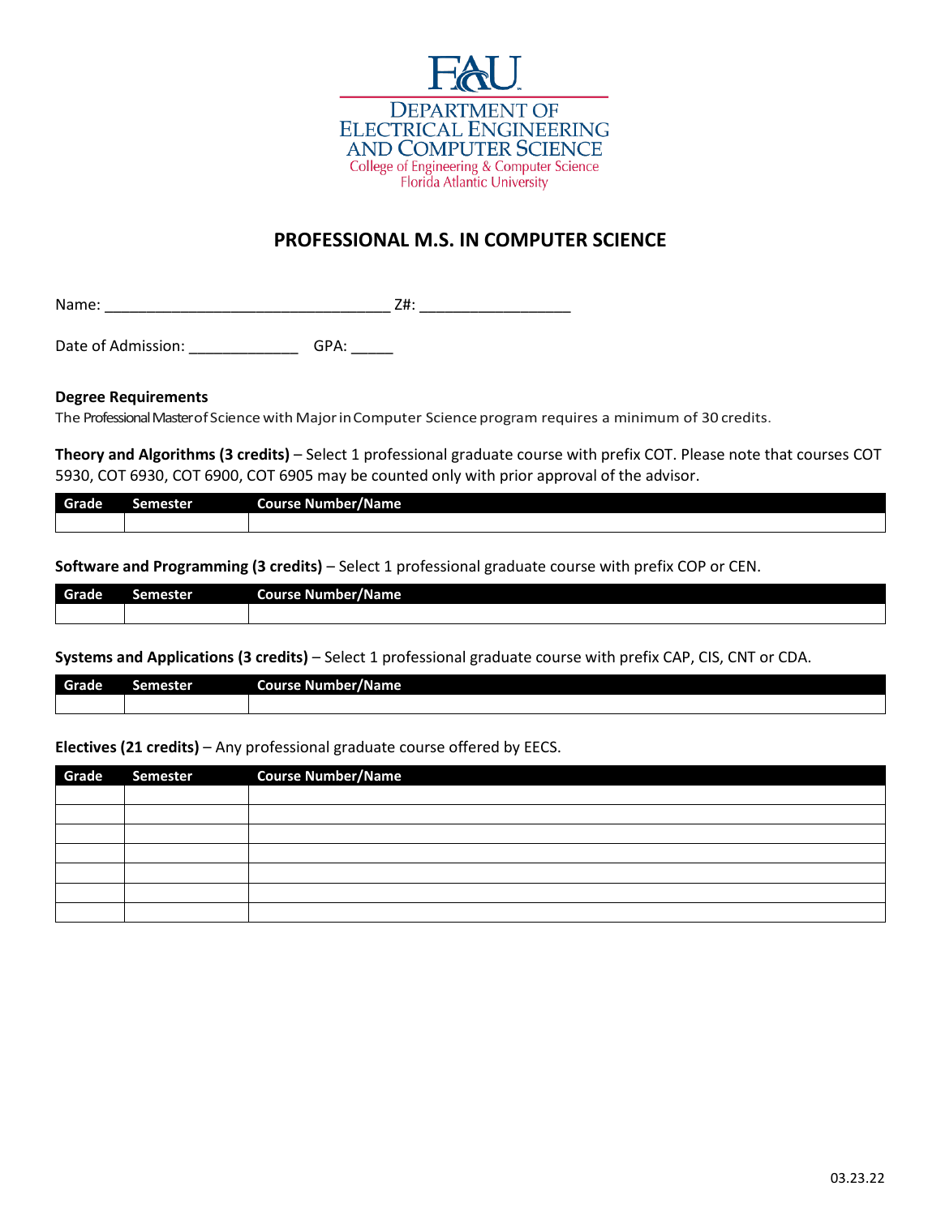DEPARTMENT OF ELECTRICAL ENGINEERING AND COMPUTER SCIENCE

College of Engineering & Computer Science

Florida Atlantic University

# PROFESSIONAL M.S. IN COMPUTER SCIENCE

Name: ________________________________ Z#: _________________

Date of Admission: _____________ GPA: _____

**Degree Requirements**

The Professional Master of Science with Major in Computer Science program requires a minimum of 30 credits.

**Theory and Algorithms (3 credits)** – Select 1 professional graduate course with prefix COT. Please note that courses COT 5930, COT 6930, COT 6900, COT 6905 may be counted only with prior approval of the advisor.

| Grade | Semester | Course Number/Name |
| --- | --- | --- |
| | | |

**Software and Programming (3 credits)** – Select 1 professional graduate course with prefix COP or CEN.

| Grade | Semester | Course Number/Name |
| --- | --- | --- |
| | | |

**Systems and Applications (3 credits)** – Select 1 professional graduate course with prefix CAP, CIS, CNT or CDA.

| Grade | Semester | Course Number/Name |
| --- | --- | --- |
| | | |

**Electives (21 credits)** – Any professional graduate course offered by EECS.

| Grade | Semester | Course Number/Name |
| --- | --- | --- |
| | | |
| | | |
| | | |
| | | |
| | | |
| | | |
| | | |

03.23.22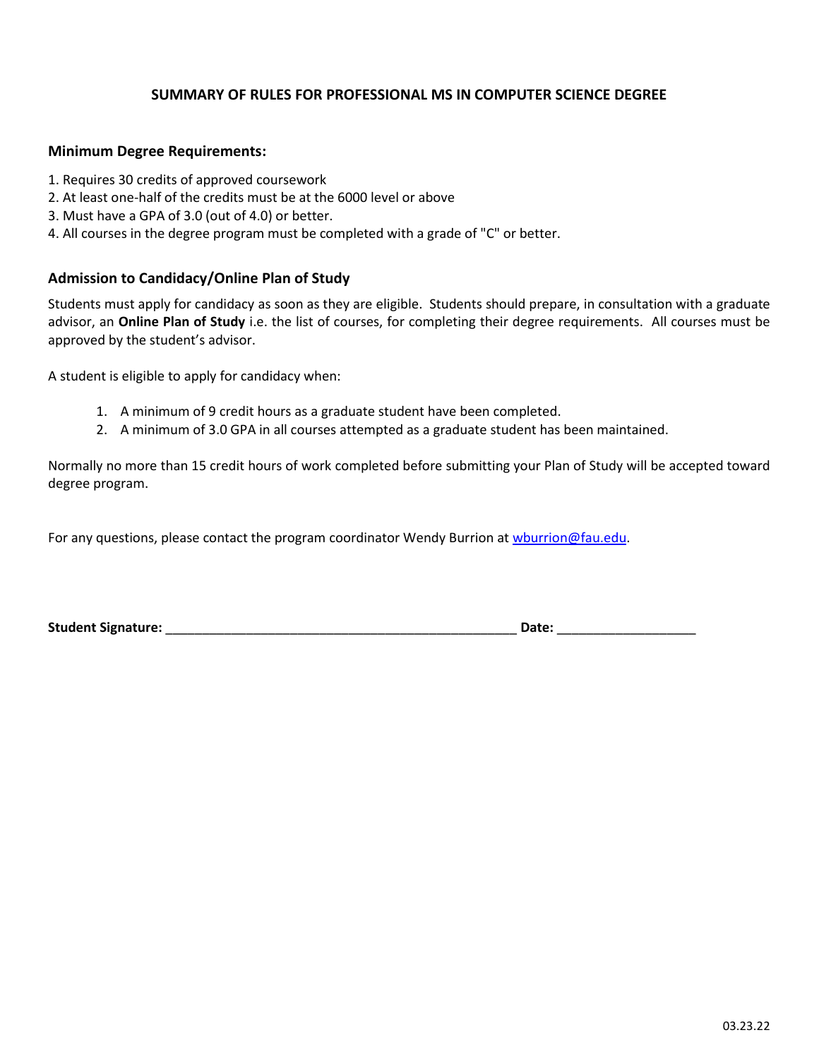# SUMMARY OF RULES FOR PROFESSIONAL MS IN COMPUTER SCIENCE DEGREE

## Minimum Degree Requirements:

1. Requires 30 credits of approved coursework
2. At least one-half of the credits must be at the 6000 level or above
3. Must have a GPA of 3.0 (out of 4.0) or better.
4. All courses in the degree program must be completed with a grade of "C" or better.

## Admission to Candidacy/Online Plan of Study

Students must apply for candidacy as soon as they are eligible. Students should prepare, in consultation with a graduate advisor, an **Online Plan of Study** i.e. the list of courses, for completing their degree requirements. All courses must be approved by the student's advisor.

A student is eligible to apply for candidacy when:

1. A minimum of 9 credit hours as a graduate student have been completed.
2. A minimum of 3.0 GPA in all courses attempted as a graduate student has been maintained.

Normally no more than 15 credit hours of work completed before submitting your Plan of Study will be accepted toward degree program.

For any questions, please contact the program coordinator Wendy Burrion at wburrion@fau.edu.

**Student Signature:** __________________________________________________ **Date:** ___________________

03.23.22